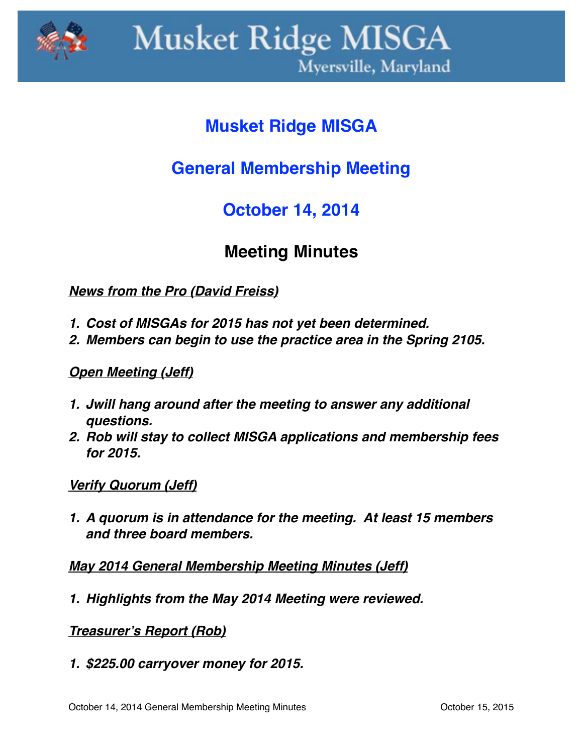# Musket Ridge MISGA

Myersville, Maryland

## Musket Ridge MISGA

## General Membership Meeting

## October 14, 2014

### Meeting Minutes

***News from the Pro (David Freiss)***

1. ***Cost of MISGAs for 2015 has not yet been determined.***
2. ***Members can begin to use the practice area in the Spring 2105.***

***Open Meeting (Jeff)***

1. ***Jwill hang around after the meeting to answer any additional questions.***
2. ***Rob will stay to collect MISGA applications and membership fees for 2015.***

***Verify Quorum (Jeff)***

1. ***A quorum is in attendance for the meeting. At least 15 members and three board members.***

***May 2014 General Membership Meeting Minutes (Jeff)***

1. ***Highlights from the May 2014 Meeting were reviewed.***

***Treasurer's Report (Rob)***

1. ***$225.00 carryover money for 2015.***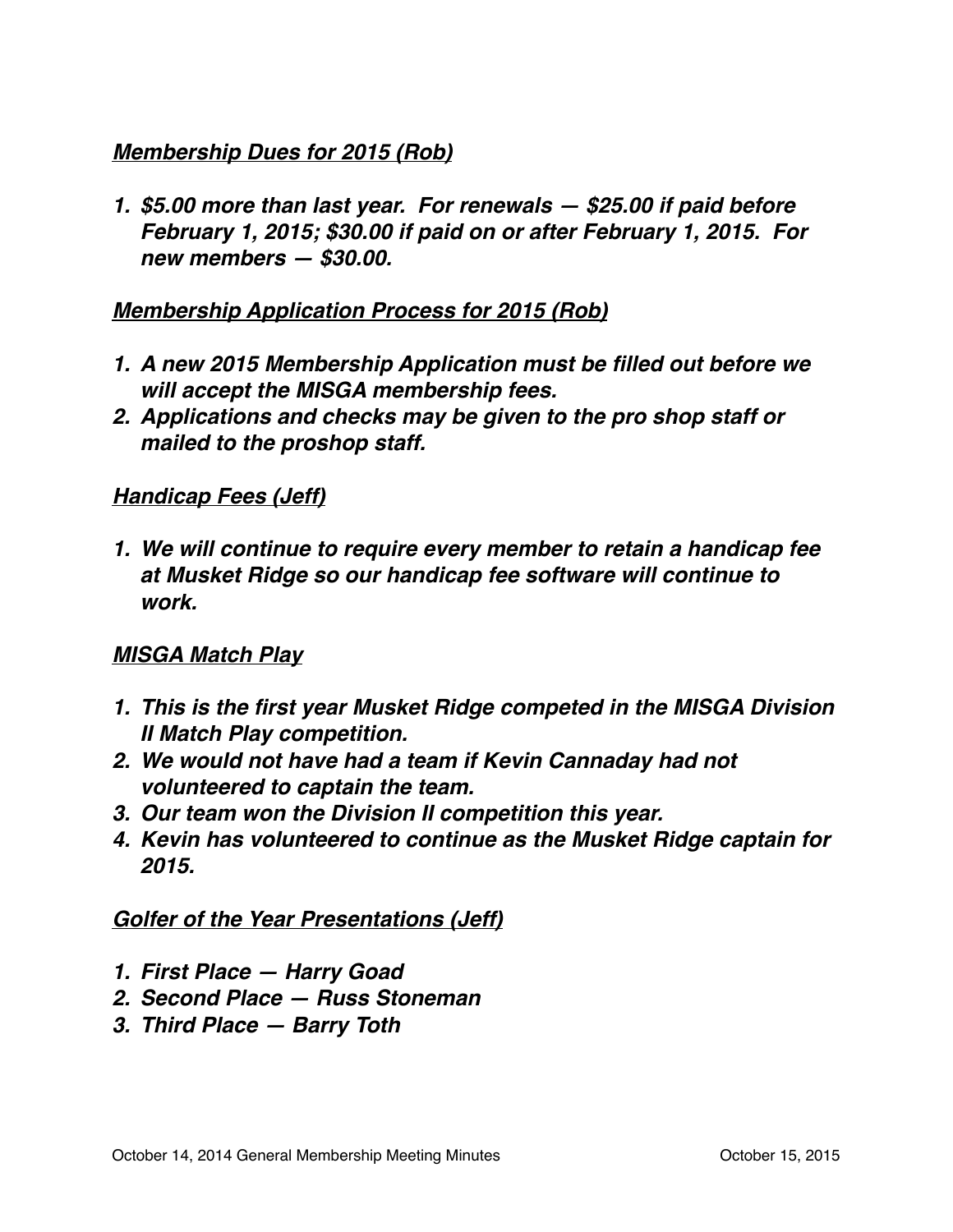***Membership Dues for 2015 (Rob)***

1. ***$5.00 more than last year. For renewals — $25.00 if paid before February 1, 2015; $30.00 if paid on or after February 1, 2015. For new members — $30.00.***

***Membership Application Process for 2015 (Rob)***

1. ***A new 2015 Membership Application must be filled out before we will accept the MISGA membership fees.***
2. ***Applications and checks may be given to the pro shop staff or mailed to the proshop staff.***

***Handicap Fees (Jeff)***

1. ***We will continue to require every member to retain a handicap fee at Musket Ridge so our handicap fee software will continue to work.***

***MISGA Match Play***

1. ***This is the first year Musket Ridge competed in the MISGA Division II Match Play competition.***
2. ***We would not have had a team if Kevin Cannaday had not volunteered to captain the team.***
3. ***Our team won the Division II competition this year.***
4. ***Kevin has volunteered to continue as the Musket Ridge captain for 2015.***

***Golfer of the Year Presentations (Jeff)***

1. ***First Place — Harry Goad***
2. ***Second Place — Russ Stoneman***
3. ***Third Place — Barry Toth***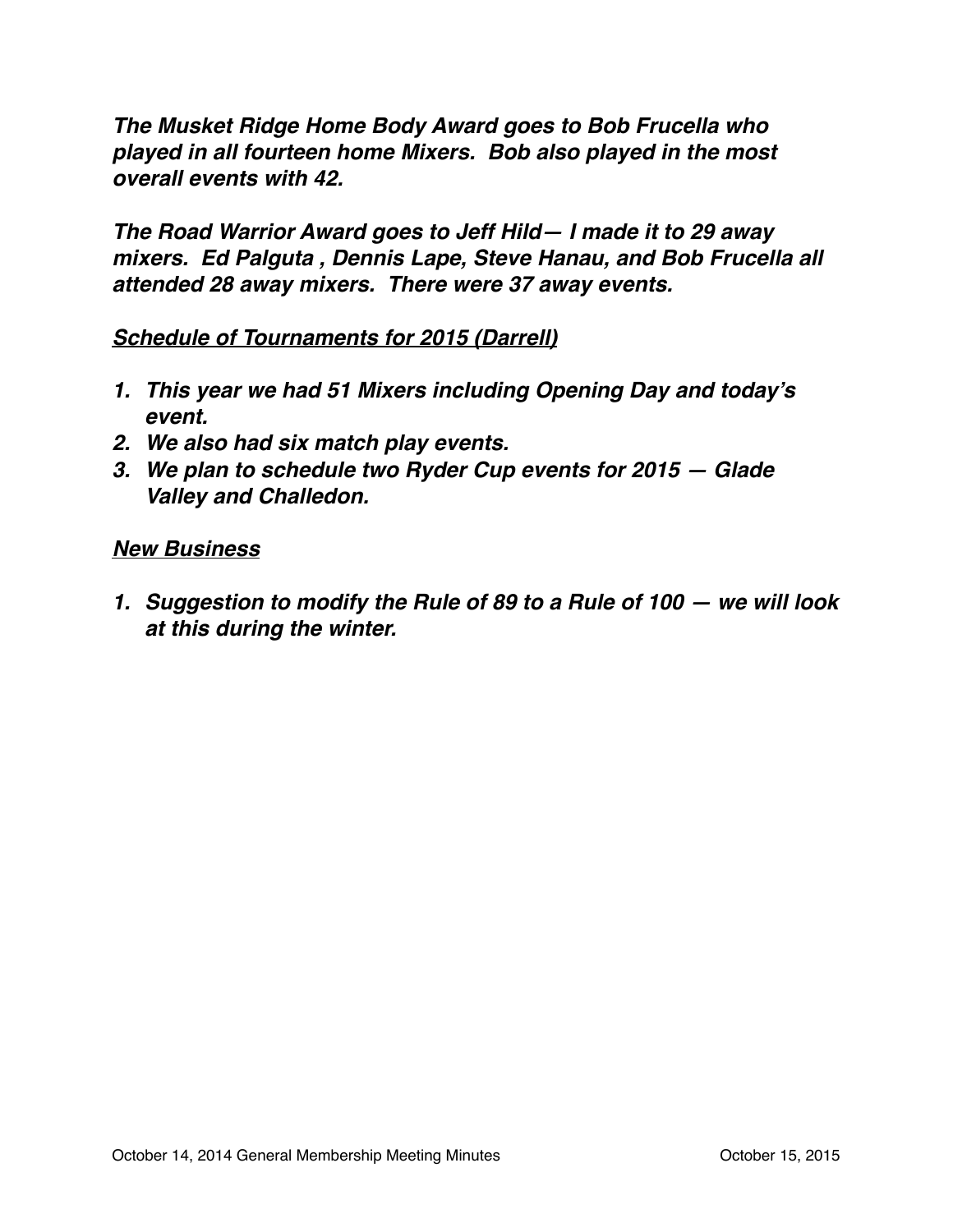***The Musket Ridge Home Body Award goes to Bob Frucella who played in all fourteen home Mixers. Bob also played in the most overall events with 42.***

***The Road Warrior Award goes to Jeff Hild— I made it to 29 away mixers. Ed Palguta , Dennis Lape, Steve Hanau, and Bob Frucella all attended 28 away mixers. There were 37 away events.***

***<u>Schedule of Tournaments for 2015 (Darrell)</u>***

1. ***This year we had 51 Mixers including Opening Day and today's event.***
2. ***We also had six match play events.***
3. ***We plan to schedule two Ryder Cup events for 2015 — Glade Valley and Challedon.***

***<u>New Business</u>***

1. ***Suggestion to modify the Rule of 89 to a Rule of 100 — we will look at this during the winter.***